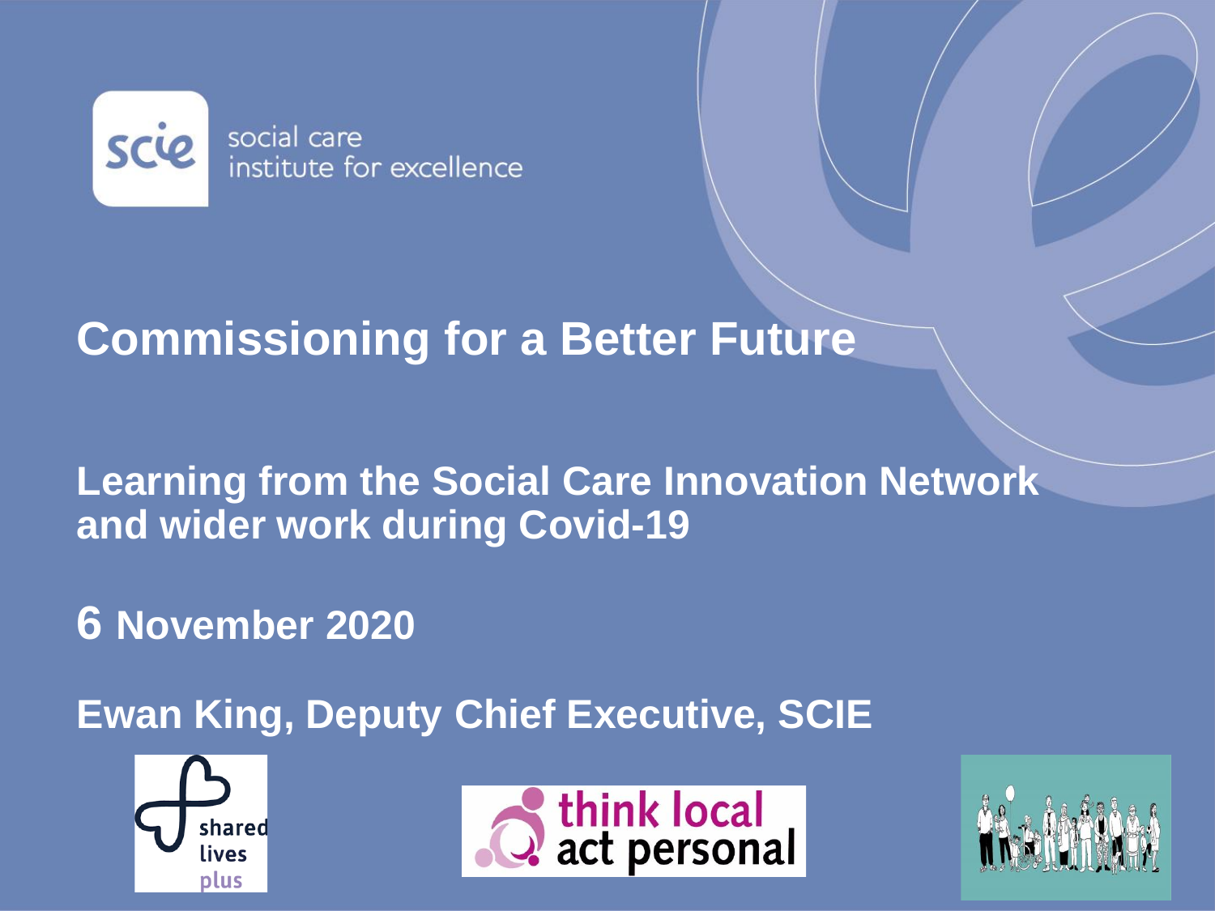social care institute for excellence

# Commissioning for a Better Future

## Learning from the Social Care Innovation Network and wider work during Covid-19

**6 November 2020**

**Ewan King, Deputy Chief Executive, SCIE**

shared lives plus

think local act personal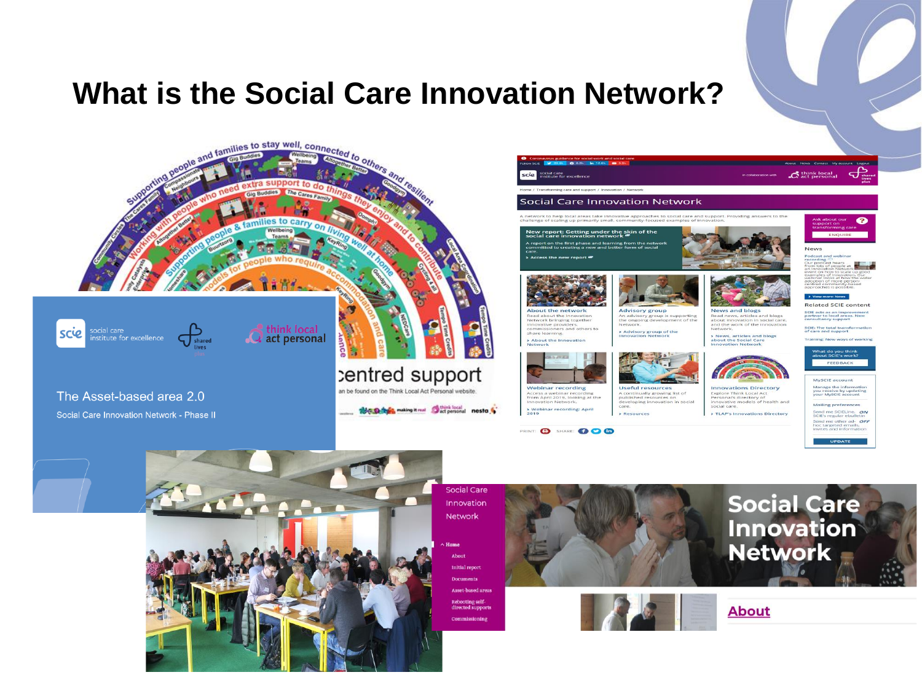# What is the Social Care Innovation Network?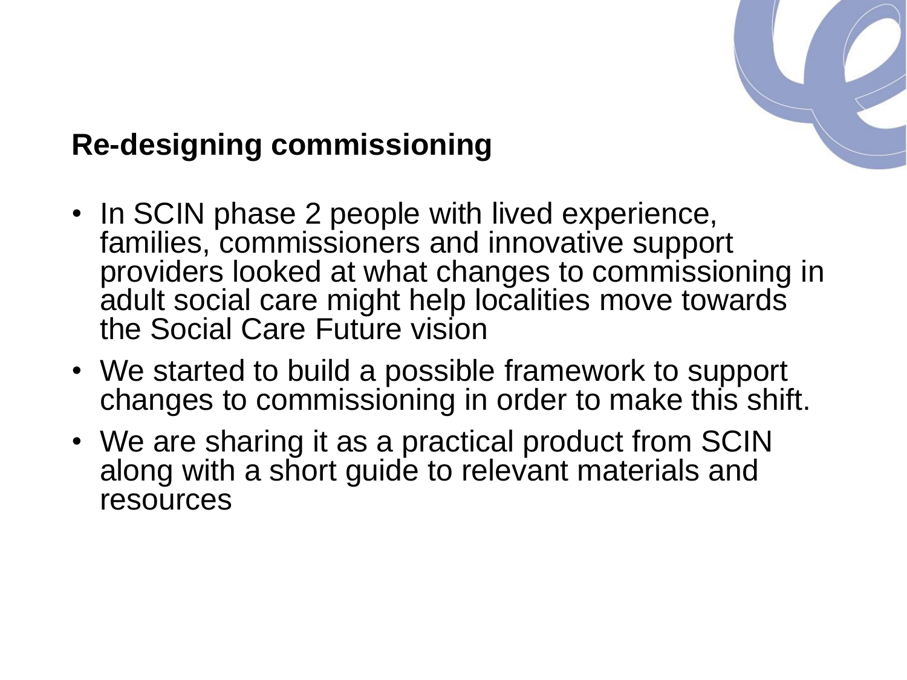## Re-designing commissioning

- In SCIN phase 2 people with lived experience, families, commissioners and innovative support providers looked at what changes to commissioning in adult social care might help localities move towards the Social Care Future vision
- We started to build a possible framework to support changes to commissioning in order to make this shift.
- We are sharing it as a practical product from SCIN along with a short guide to relevant materials and resources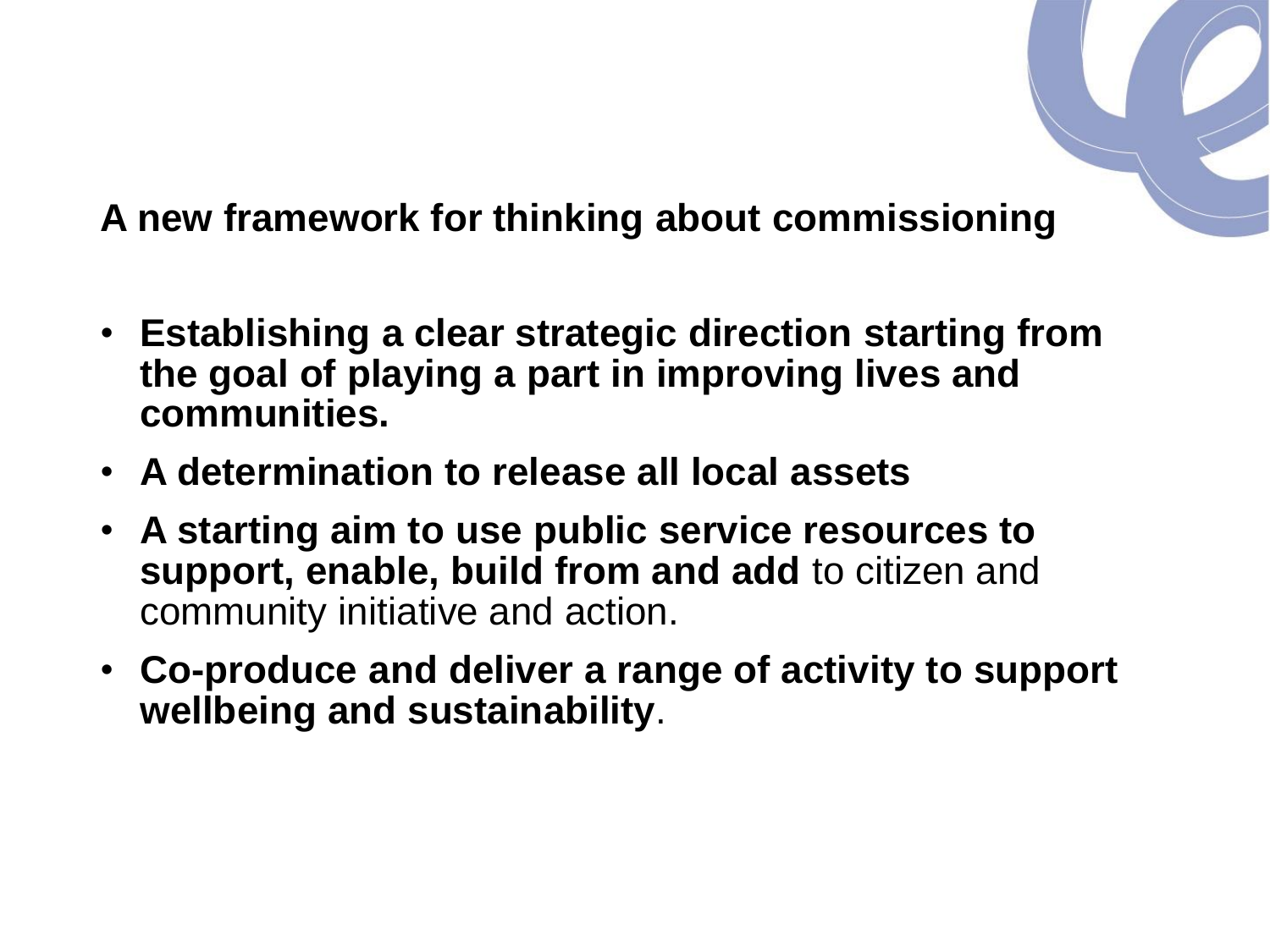**A new framework for thinking about commissioning**

- **Establishing a clear strategic direction starting from the goal of playing a part in improving lives and communities.**
- **A determination to release all local assets**
- **A starting aim to use public service resources to support, enable, build from and add** to citizen and community initiative and action.
- **Co-produce and deliver a range of activity to support wellbeing and sustainability**.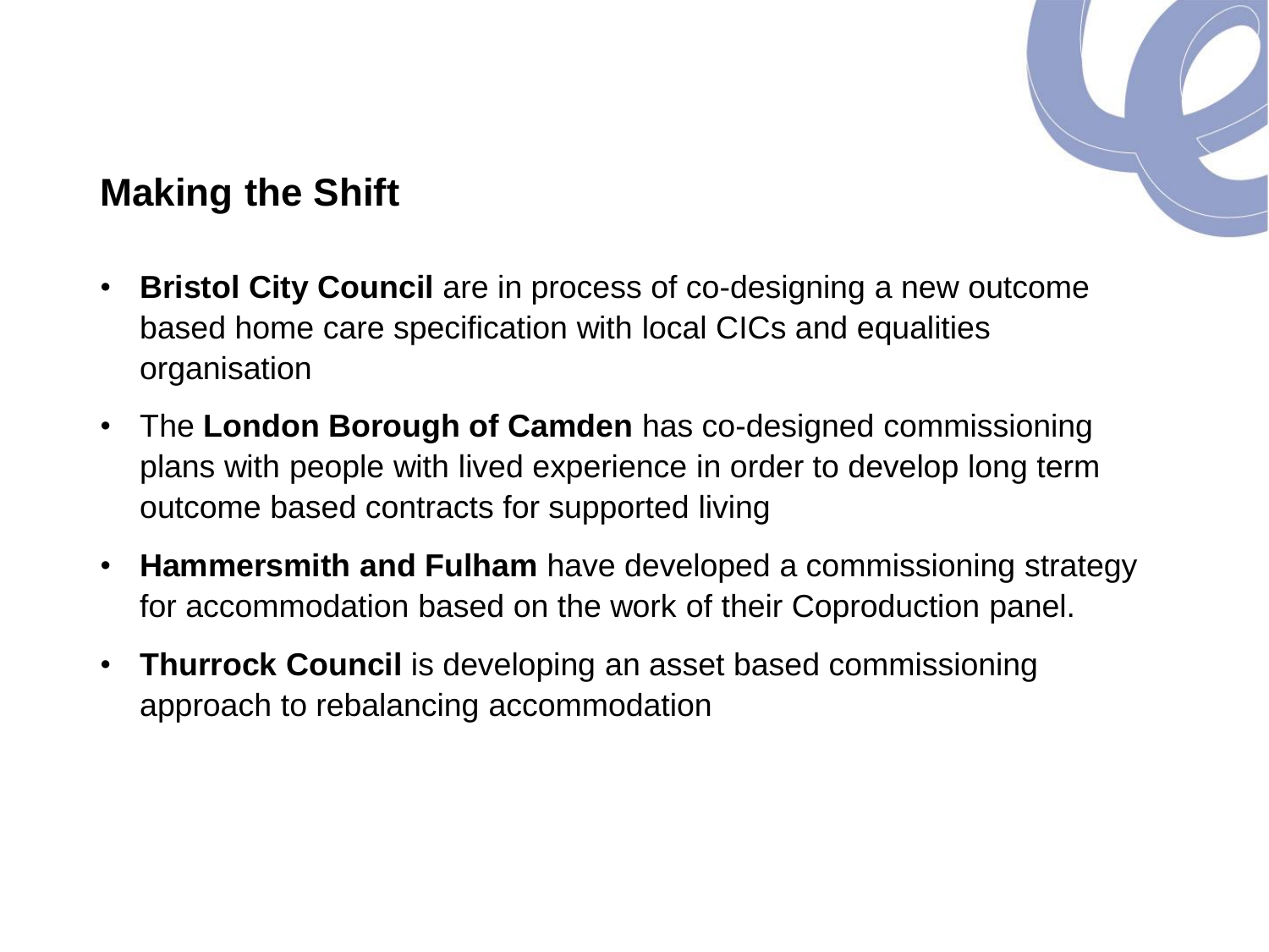## Making the Shift

- **Bristol City Council** are in process of co-designing a new outcome based home care specification with local CICs and equalities organisation
- The **London Borough of Camden** has co-designed commissioning plans with people with lived experience in order to develop long term outcome based contracts for supported living
- **Hammersmith and Fulham** have developed a commissioning strategy for accommodation based on the work of their Coproduction panel.
- **Thurrock Council** is developing an asset based commissioning approach to rebalancing accommodation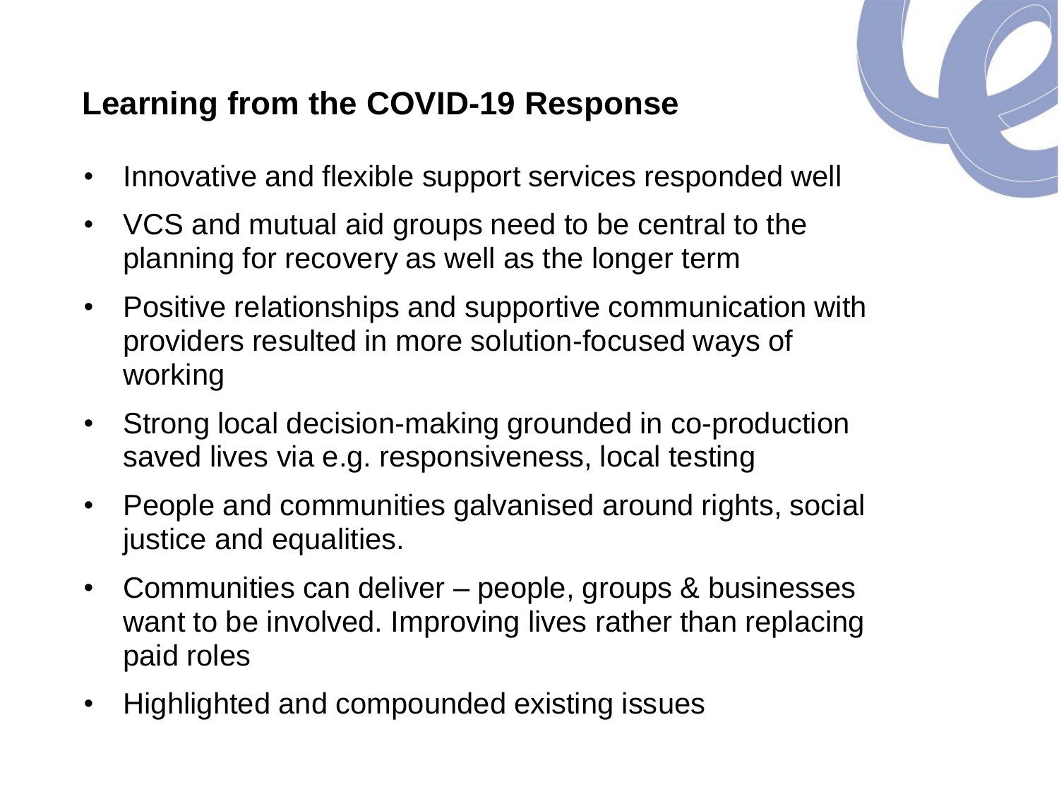## Learning from the COVID-19 Response

- Innovative and flexible support services responded well
- VCS and mutual aid groups need to be central to the planning for recovery as well as the longer term
- Positive relationships and supportive communication with providers resulted in more solution-focused ways of working
- Strong local decision-making grounded in co-production saved lives via e.g. responsiveness, local testing
- People and communities galvanised around rights, social justice and equalities.
- Communities can deliver – people, groups & businesses want to be involved. Improving lives rather than replacing paid roles
- Highlighted and compounded existing issues